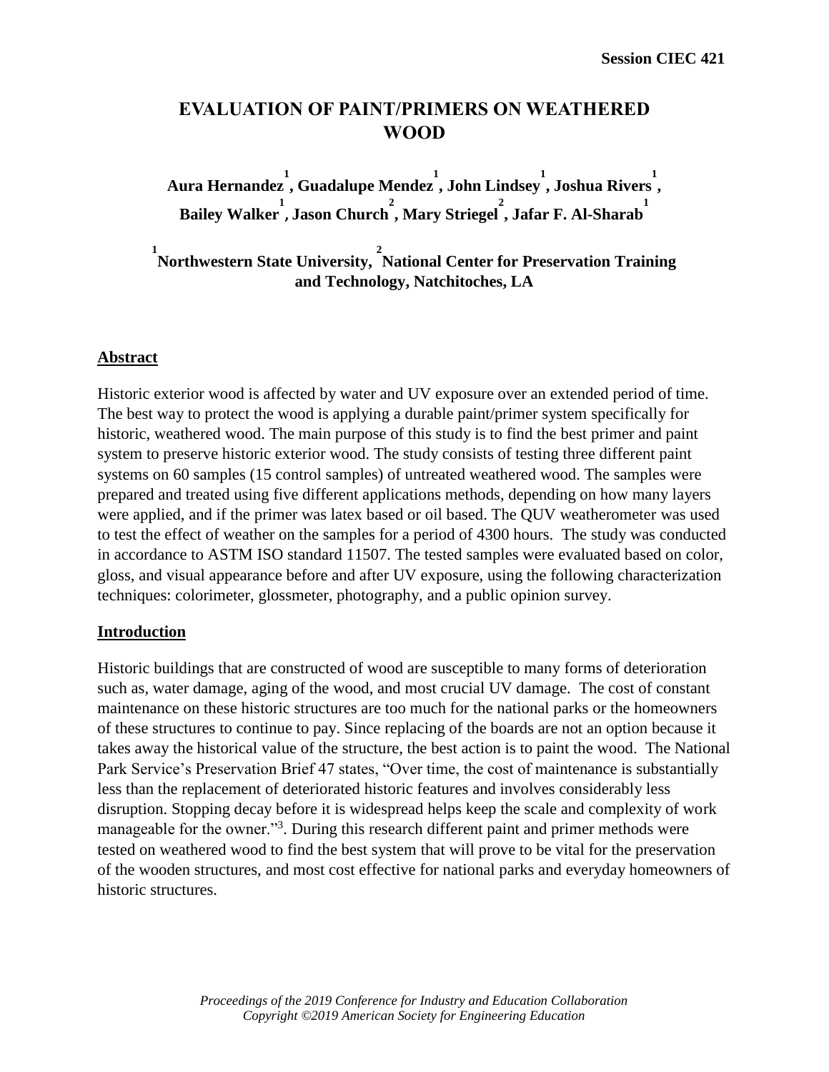Session CIEC 421

# EVALUATION OF PAINT/PRIMERS ON WEATHERED WOOD

**Aura Hernandez[1], Guadalupe Mendez[1], John Lindsey[1], Joshua Rivers[1], Bailey Walker[1], Jason Church[2], Mary Striegel[2], Jafar F. Al-Sharab[1]**

**[1]Northwestern State University, [2]National Center for Preservation Training and Technology, Natchitoches, LA**

## Abstract

Historic exterior wood is affected by water and UV exposure over an extended period of time. The best way to protect the wood is applying a durable paint/primer system specifically for historic, weathered wood. The main purpose of this study is to find the best primer and paint system to preserve historic exterior wood. The study consists of testing three different paint systems on 60 samples (15 control samples) of untreated weathered wood. The samples were prepared and treated using five different applications methods, depending on how many layers were applied, and if the primer was latex based or oil based. The QUV weatherometer was used to test the effect of weather on the samples for a period of 4300 hours. The study was conducted in accordance to ASTM ISO standard 11507. The tested samples were evaluated based on color, gloss, and visual appearance before and after UV exposure, using the following characterization techniques: colorimeter, glossmeter, photography, and a public opinion survey.

## Introduction

Historic buildings that are constructed of wood are susceptible to many forms of deterioration such as, water damage, aging of the wood, and most crucial UV damage. The cost of constant maintenance on these historic structures are too much for the national parks or the homeowners of these structures to continue to pay. Since replacing of the boards are not an option because it takes away the historical value of the structure, the best action is to paint the wood. The National Park Service's Preservation Brief 47 states, "Over time, the cost of maintenance is substantially less than the replacement of deteriorated historic features and involves considerably less disruption. Stopping decay before it is widespread helps keep the scale and complexity of work manageable for the owner."[3]. During this research different paint and primer methods were tested on weathered wood to find the best system that will prove to be vital for the preservation of the wooden structures, and most cost effective for national parks and everyday homeowners of historic structures.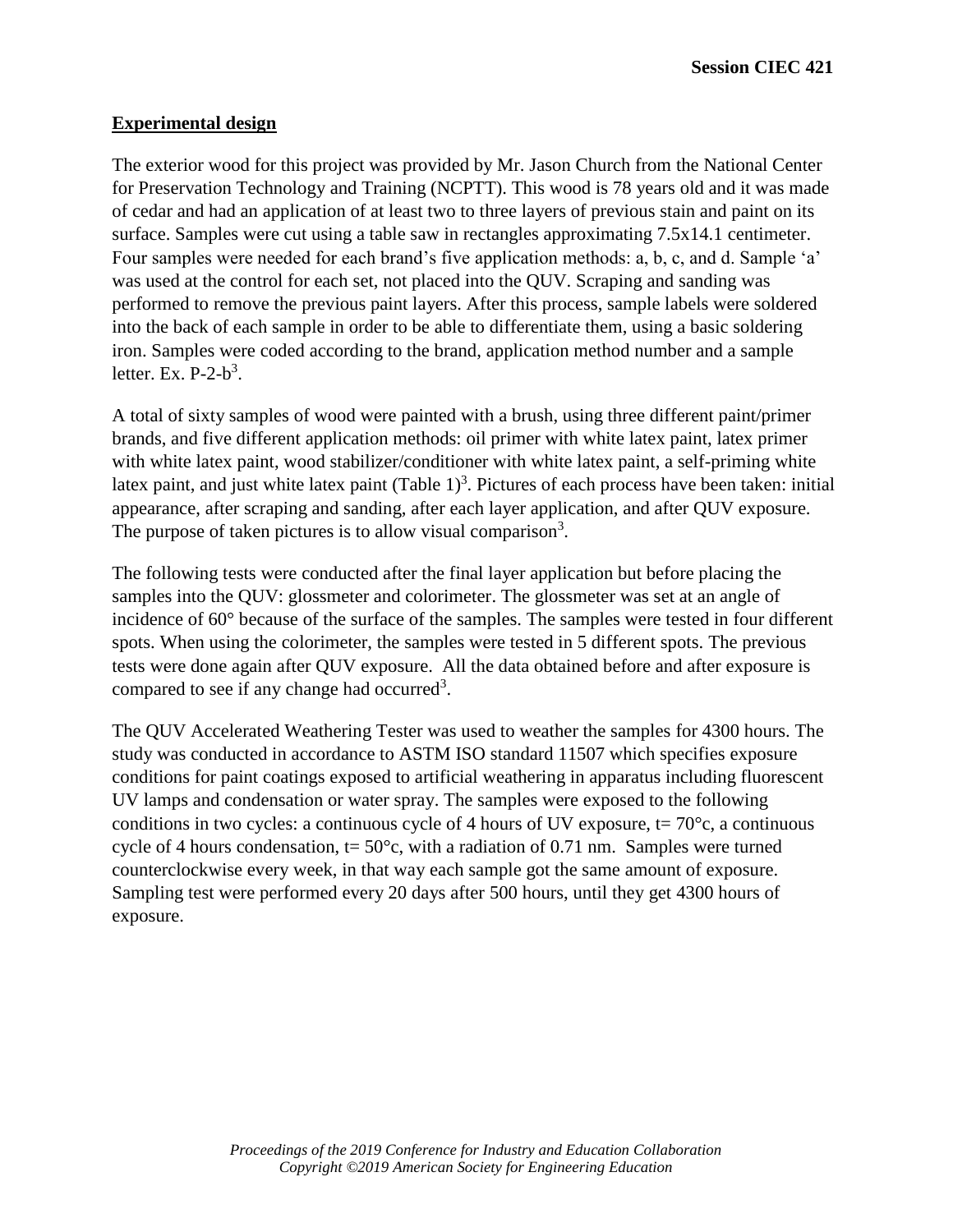## Experimental design

The exterior wood for this project was provided by Mr. Jason Church from the National Center for Preservation Technology and Training (NCPTT). This wood is 78 years old and it was made of cedar and had an application of at least two to three layers of previous stain and paint on its surface. Samples were cut using a table saw in rectangles approximating 7.5x14.1 centimeter. Four samples were needed for each brand's five application methods: a, b, c, and d. Sample 'a' was used at the control for each set, not placed into the QUV. Scraping and sanding was performed to remove the previous paint layers. After this process, sample labels were soldered into the back of each sample in order to be able to differentiate them, using a basic soldering iron. Samples were coded according to the brand, application method number and a sample letter. Ex. P-2-b[3].

A total of sixty samples of wood were painted with a brush, using three different paint/primer brands, and five different application methods: oil primer with white latex paint, latex primer with white latex paint, wood stabilizer/conditioner with white latex paint, a self-priming white latex paint, and just white latex paint (Table 1)[3]. Pictures of each process have been taken: initial appearance, after scraping and sanding, after each layer application, and after QUV exposure. The purpose of taken pictures is to allow visual comparison[3].

The following tests were conducted after the final layer application but before placing the samples into the QUV: glossmeter and colorimeter. The glossmeter was set at an angle of incidence of 60° because of the surface of the samples. The samples were tested in four different spots. When using the colorimeter, the samples were tested in 5 different spots. The previous tests were done again after QUV exposure. All the data obtained before and after exposure is compared to see if any change had occurred[3].

The QUV Accelerated Weathering Tester was used to weather the samples for 4300 hours. The study was conducted in accordance to ASTM ISO standard 11507 which specifies exposure conditions for paint coatings exposed to artificial weathering in apparatus including fluorescent UV lamps and condensation or water spray. The samples were exposed to the following conditions in two cycles: a continuous cycle of 4 hours of UV exposure, t= 70°c, a continuous cycle of 4 hours condensation, t= 50°c, with a radiation of 0.71 nm. Samples were turned counterclockwise every week, in that way each sample got the same amount of exposure. Sampling test were performed every 20 days after 500 hours, until they get 4300 hours of exposure.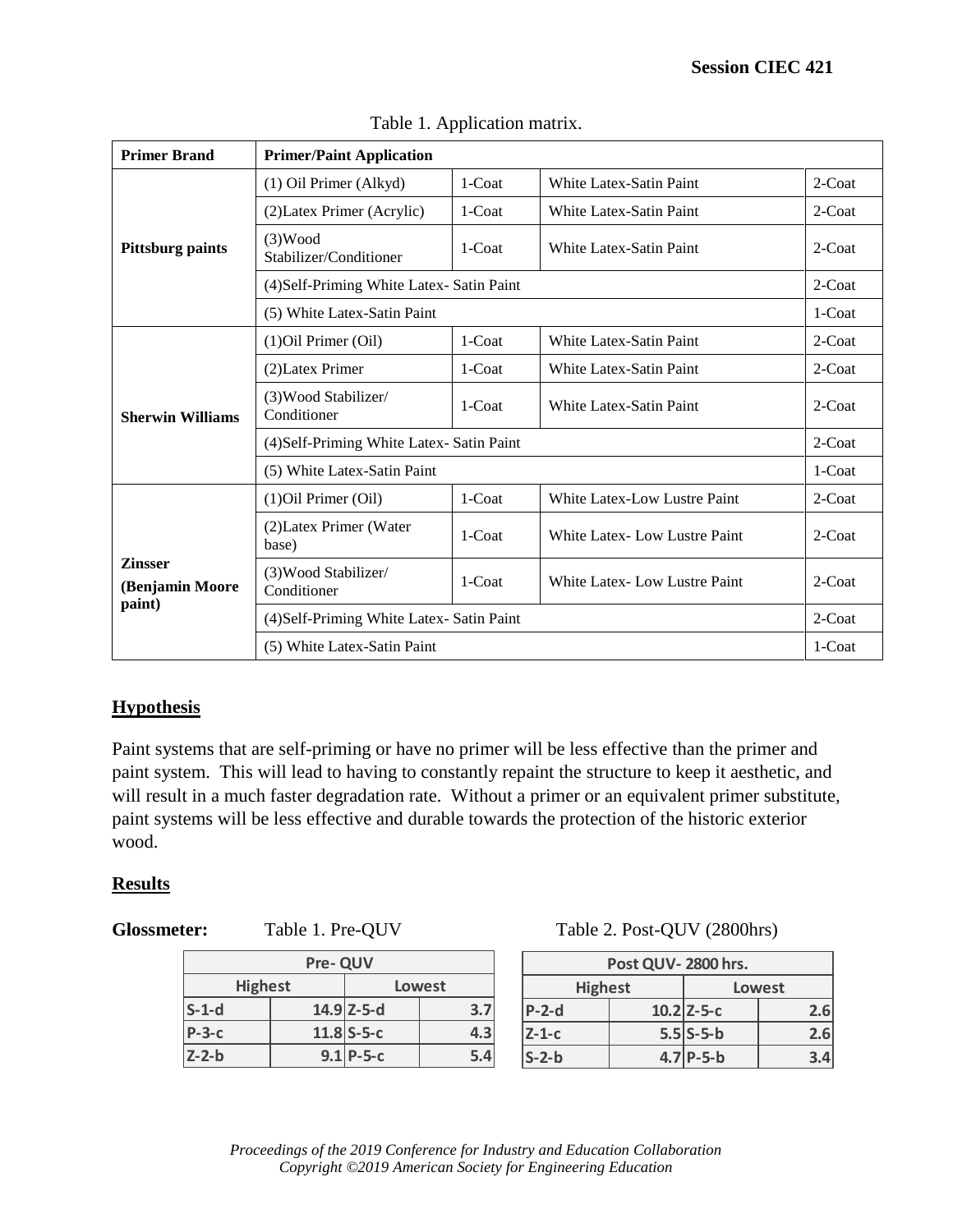Table 1. Application matrix.

| Primer Brand | Primer/Paint Application | | | |
|---|---|---|---|---|
| Pittsburg paints | (1) Oil Primer (Alkyd) | 1-Coat | White Latex-Satin Paint | 2-Coat |
| | (2)Latex Primer (Acrylic) | 1-Coat | White Latex-Satin Paint | 2-Coat |
| | (3)Wood Stabilizer/Conditioner | 1-Coat | White Latex-Satin Paint | 2-Coat |
| | (4)Self-Priming White Latex- Satin Paint | | | 2-Coat |
| | (5) White Latex-Satin Paint | | | 1-Coat |
| Sherwin Williams | (1)Oil Primer (Oil) | 1-Coat | White Latex-Satin Paint | 2-Coat |
| | (2)Latex Primer | 1-Coat | White Latex-Satin Paint | 2-Coat |
| | (3)Wood Stabilizer/ Conditioner | 1-Coat | White Latex-Satin Paint | 2-Coat |
| | (4)Self-Priming White Latex- Satin Paint | | | 2-Coat |
| | (5) White Latex-Satin Paint | | | 1-Coat |
| Zinsser (Benjamin Moore paint) | (1)Oil Primer (Oil) | 1-Coat | White Latex-Low Lustre Paint | 2-Coat |
| | (2)Latex Primer (Water base) | 1-Coat | White Latex- Low Lustre Paint | 2-Coat |
| | (3)Wood Stabilizer/ Conditioner | 1-Coat | White Latex- Low Lustre Paint | 2-Coat |
| | (4)Self-Priming White Latex- Satin Paint | | | 2-Coat |
| | (5) White Latex-Satin Paint | | | 1-Coat |

## Hypothesis

Paint systems that are self-priming or have no primer will be less effective than the primer and paint system. This will lead to having to constantly repaint the structure to keep it aesthetic, and will result in a much faster degradation rate. Without a primer or an equivalent primer substitute, paint systems will be less effective and durable towards the protection of the historic exterior wood.

## Results

**Glossmeter:** Table 1. Pre-QUV

| Pre- QUV | | | |
|---|---|---|---|
| Highest | | Lowest | |
| S-1-d | 14.9 | Z-5-d | 3.7 |
| P-3-c | 11.8 | S-5-c | 4.3 |
| Z-2-b | 9.1 | P-5-c | 5.4 |

Table 2. Post-QUV (2800hrs)

| Post QUV- 2800 hrs. | | | |
|---|---|---|---|
| Highest | | Lowest | |
| P-2-d | 10.2 | Z-5-c | 2.6 |
| Z-1-c | 5.5 | S-5-b | 2.6 |
| S-2-b | 4.7 | P-5-b | 3.4 |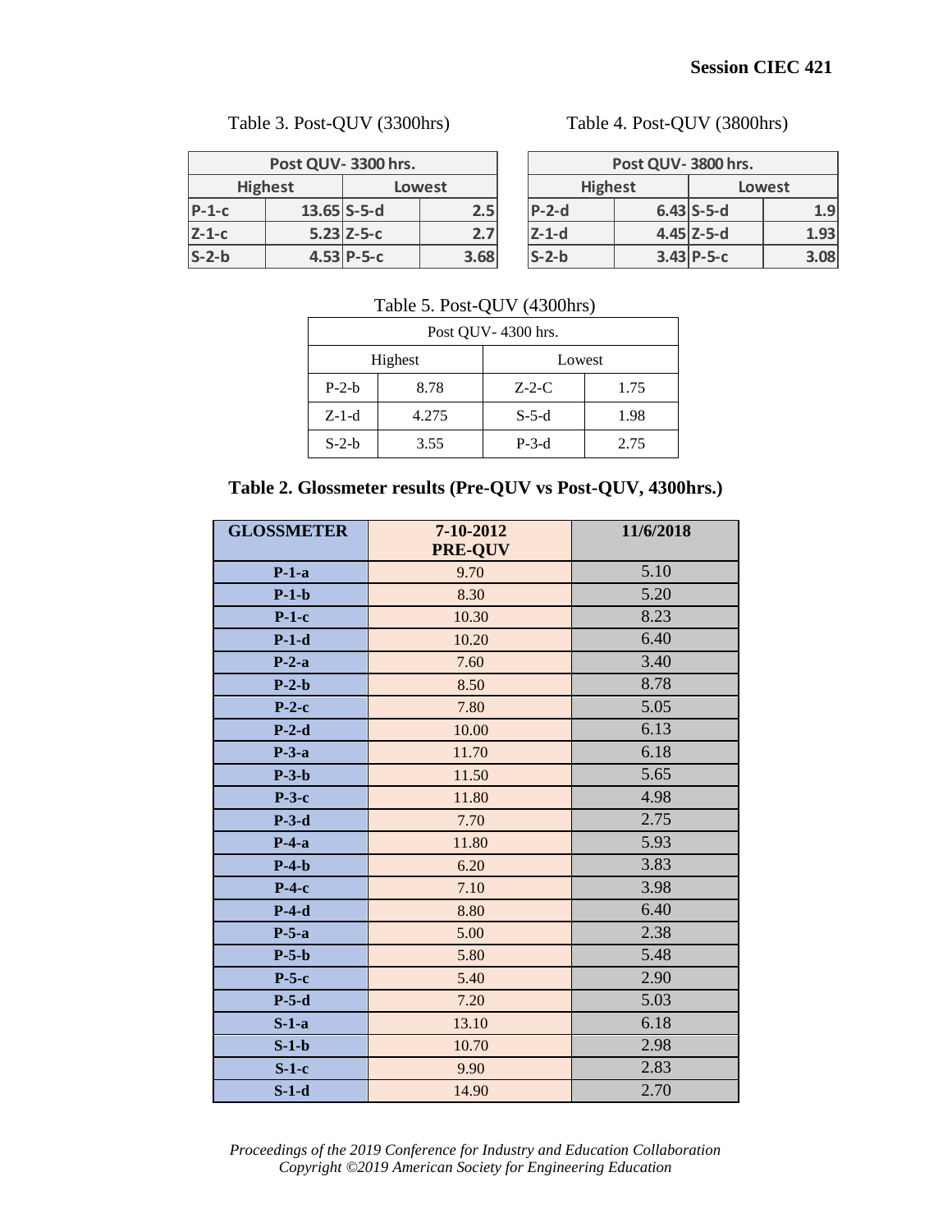Table 3. Post-QUV (3300hrs)

| Post QUV- 3300 hrs. | | | |
|---|---|---|---|
| Highest | | Lowest | |
| P-1-c | 13.65 | S-5-d | 2.5 |
| Z-1-c | 5.23 | Z-5-c | 2.7 |
| S-2-b | 4.53 | P-5-c | 3.68 |

Table 4. Post-QUV (3800hrs)

| Post QUV- 3800 hrs. | | | |
|---|---|---|---|
| Highest | | Lowest | |
| P-2-d | 6.43 | S-5-d | 1.9 |
| Z-1-d | 4.45 | Z-5-d | 1.93 |
| S-2-b | 3.43 | P-5-c | 3.08 |

Table 5. Post-QUV (4300hrs)

| Post QUV- 4300 hrs. | | | |
|---|---|---|---|
| Highest | | Lowest | |
| P-2-b | 8.78 | Z-2-C | 1.75 |
| Z-1-d | 4.275 | S-5-d | 1.98 |
| S-2-b | 3.55 | P-3-d | 2.75 |

**Table 2. Glossmeter results (Pre-QUV vs Post-QUV, 4300hrs.)**

| GLOSSMETER | 7-10-2012 PRE-QUV | 11/6/2018 |
|---|---|---|
| **P-1-a** | 9.70 | 5.10 |
| **P-1-b** | 8.30 | 5.20 |
| **P-1-c** | 10.30 | 8.23 |
| **P-1-d** | 10.20 | 6.40 |
| **P-2-a** | 7.60 | 3.40 |
| **P-2-b** | 8.50 | 8.78 |
| **P-2-c** | 7.80 | 5.05 |
| **P-2-d** | 10.00 | 6.13 |
| **P-3-a** | 11.70 | 6.18 |
| **P-3-b** | 11.50 | 5.65 |
| **P-3-c** | 11.80 | 4.98 |
| **P-3-d** | 7.70 | 2.75 |
| **P-4-a** | 11.80 | 5.93 |
| **P-4-b** | 6.20 | 3.83 |
| **P-4-c** | 7.10 | 3.98 |
| **P-4-d** | 8.80 | 6.40 |
| **P-5-a** | 5.00 | 2.38 |
| **P-5-b** | 5.80 | 5.48 |
| **P-5-c** | 5.40 | 2.90 |
| **P-5-d** | 7.20 | 5.03 |
| **S-1-a** | 13.10 | 6.18 |
| **S-1-b** | 10.70 | 2.98 |
| **S-1-c** | 9.90 | 2.83 |
| **S-1-d** | 14.90 | 2.70 |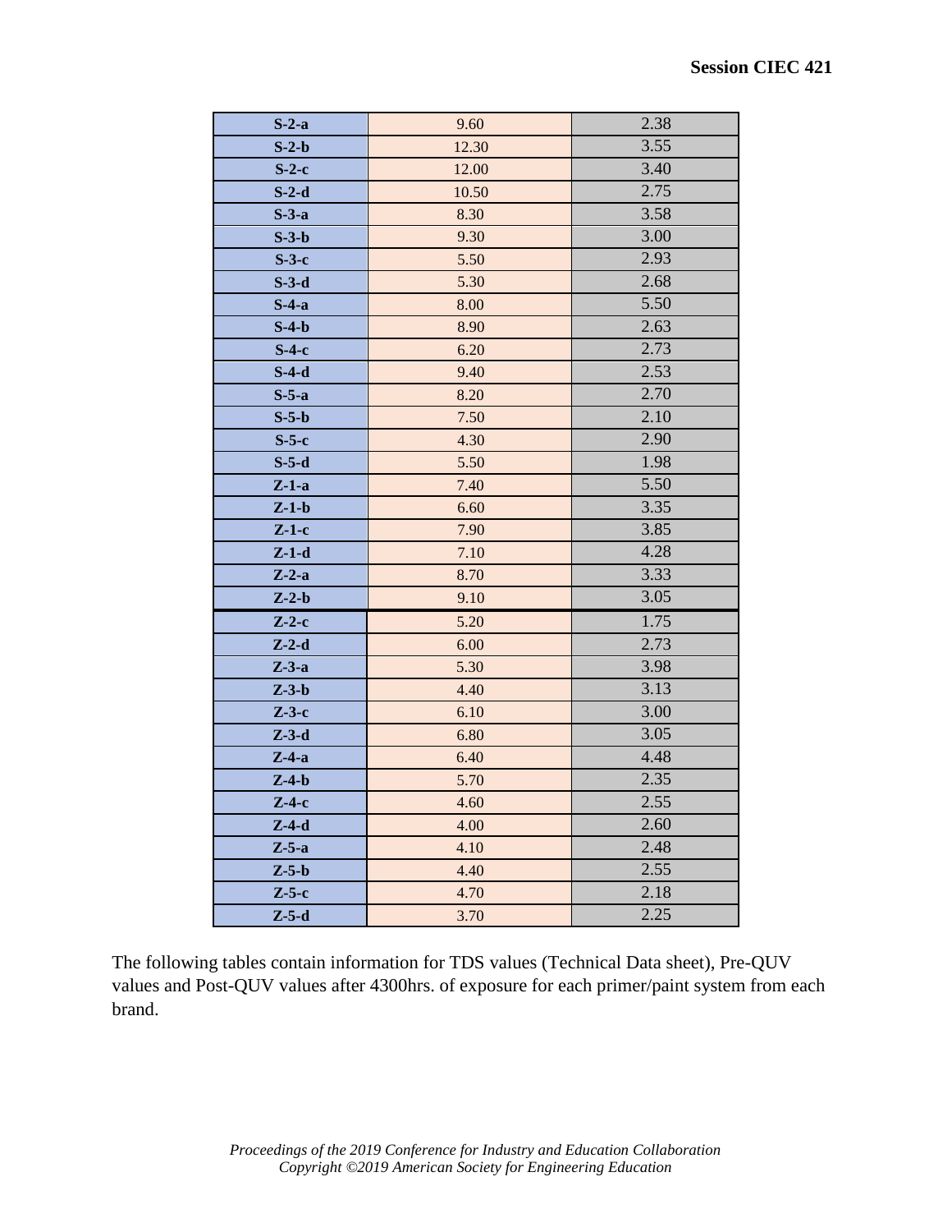| | | |
|---|---|---|
| **S-2-a** | 9.60 | 2.38 |
| **S-2-b** | 12.30 | 3.55 |
| **S-2-c** | 12.00 | 3.40 |
| **S-2-d** | 10.50 | 2.75 |
| **S-3-a** | 8.30 | 3.58 |
| **S-3-b** | 9.30 | 3.00 |
| **S-3-c** | 5.50 | 2.93 |
| **S-3-d** | 5.30 | 2.68 |
| **S-4-a** | 8.00 | 5.50 |
| **S-4-b** | 8.90 | 2.63 |
| **S-4-c** | 6.20 | 2.73 |
| **S-4-d** | 9.40 | 2.53 |
| **S-5-a** | 8.20 | 2.70 |
| **S-5-b** | 7.50 | 2.10 |
| **S-5-c** | 4.30 | 2.90 |
| **S-5-d** | 5.50 | 1.98 |
| **Z-1-a** | 7.40 | 5.50 |
| **Z-1-b** | 6.60 | 3.35 |
| **Z-1-c** | 7.90 | 3.85 |
| **Z-1-d** | 7.10 | 4.28 |
| **Z-2-a** | 8.70 | 3.33 |
| **Z-2-b** | 9.10 | 3.05 |
| **Z-2-c** | 5.20 | 1.75 |
| **Z-2-d** | 6.00 | 2.73 |
| **Z-3-a** | 5.30 | 3.98 |
| **Z-3-b** | 4.40 | 3.13 |
| **Z-3-c** | 6.10 | 3.00 |
| **Z-3-d** | 6.80 | 3.05 |
| **Z-4-a** | 6.40 | 4.48 |
| **Z-4-b** | 5.70 | 2.35 |
| **Z-4-c** | 4.60 | 2.55 |
| **Z-4-d** | 4.00 | 2.60 |
| **Z-5-a** | 4.10 | 2.48 |
| **Z-5-b** | 4.40 | 2.55 |
| **Z-5-c** | 4.70 | 2.18 |
| **Z-5-d** | 3.70 | 2.25 |

The following tables contain information for TDS values (Technical Data sheet), Pre-QUV values and Post-QUV values after 4300hrs. of exposure for each primer/paint system from each brand.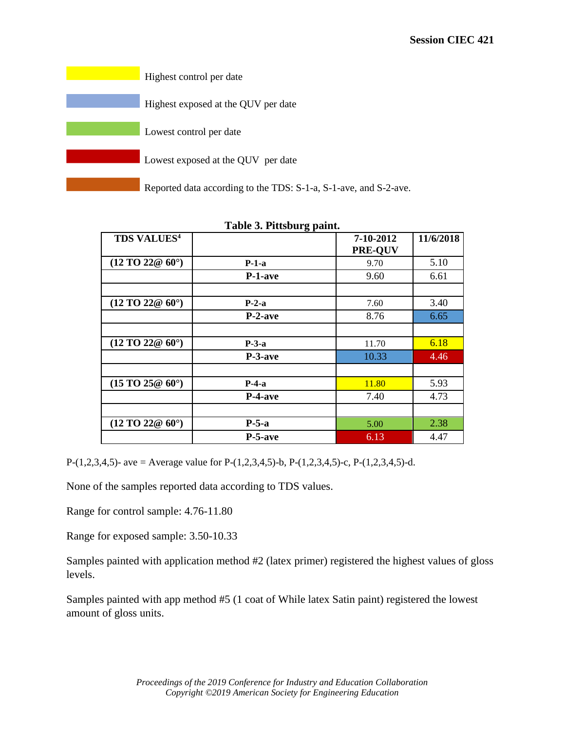Highest control per date

Highest exposed at the QUV per date

Lowest control per date

Lowest exposed at the QUV per date

Reported data according to the TDS: S-1-a, S-1-ave, and S-2-ave.

**Table 3. Pittsburg paint.**

| TDS VALUES[4] | | 7-10-2012 PRE-QUV | 11/6/2018 |
|---|---|---|---|
| (12 TO 22@ 60°) | P-1-a | 9.70 | 5.10 |
| | P-1-ave | 9.60 | 6.61 |
| | | | |
| (12 TO 22@ 60°) | P-2-a | 7.60 | 3.40 |
| | P-2-ave | 8.76 | 6.65 |
| | | | |
| (12 TO 22@ 60°) | P-3-a | 11.70 | 6.18 |
| | P-3-ave | 10.33 | 4.46 |
| | | | |
| (15 TO 25@ 60°) | P-4-a | 11.80 | 5.93 |
| | P-4-ave | 7.40 | 4.73 |
| | | | |
| (12 TO 22@ 60°) | P-5-a | 5.00 | 2.38 |
| | P-5-ave | 6.13 | 4.47 |

P-(1,2,3,4,5)- ave = Average value for P-(1,2,3,4,5)-b, P-(1,2,3,4,5)-c, P-(1,2,3,4,5)-d.

None of the samples reported data according to TDS values.

Range for control sample: 4.76-11.80

Range for exposed sample: 3.50-10.33

Samples painted with application method #2 (latex primer) registered the highest values of gloss levels.

Samples painted with app method #5 (1 coat of While latex Satin paint) registered the lowest amount of gloss units.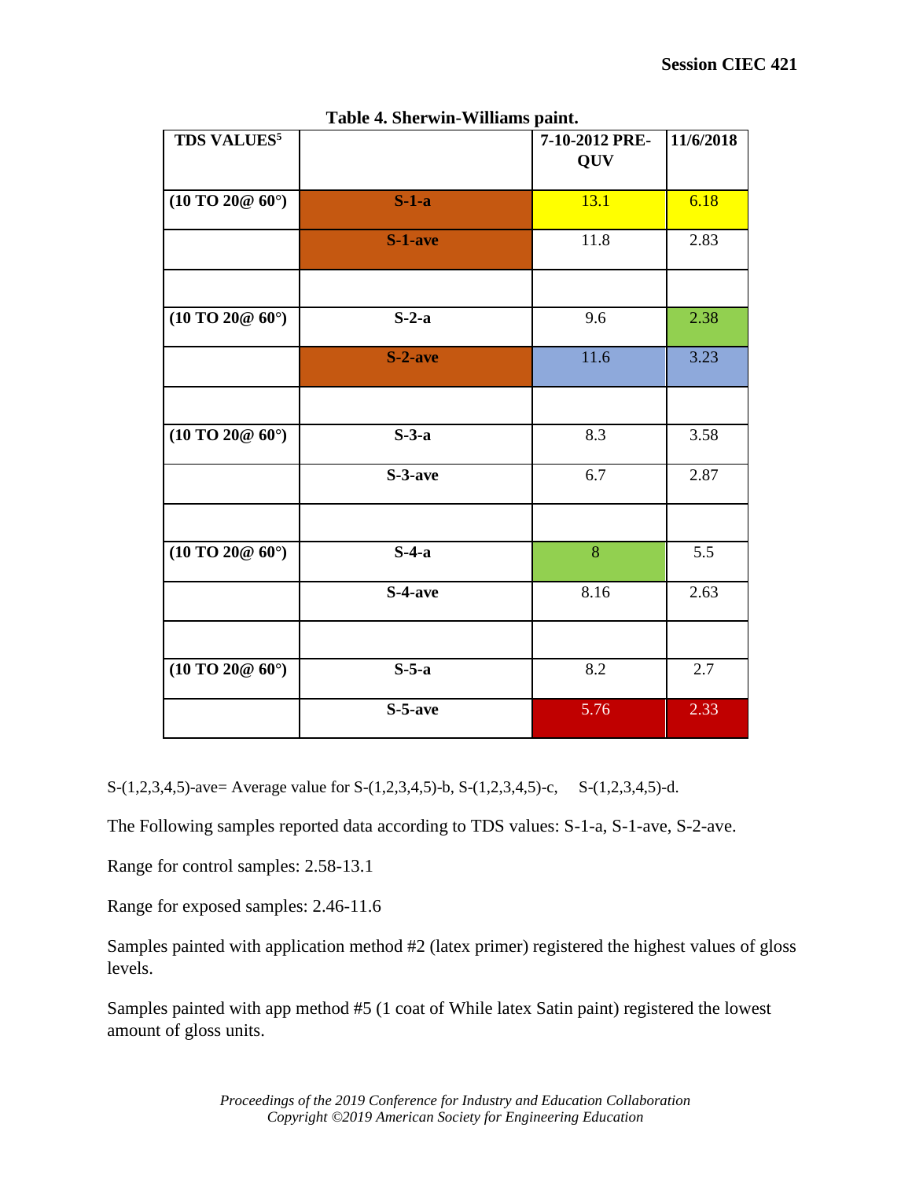**Table 4. Sherwin-Williams paint.**

| TDS VALUES[5] | | 7-10-2012 PRE-QUV | 11/6/2018 |
|---|---|---|---|
| (10 TO 20@ 60°) | **S-1-a** | 13.1 | 6.18 |
| | **S-1-ave** | 11.8 | 2.83 |
| | | | |
| (10 TO 20@ 60°) | **S-2-a** | 9.6 | 2.38 |
| | **S-2-ave** | 11.6 | 3.23 |
| | | | |
| (10 TO 20@ 60°) | **S-3-a** | 8.3 | 3.58 |
| | **S-3-ave** | 6.7 | 2.87 |
| | | | |
| (10 TO 20@ 60°) | **S-4-a** | 8 | 5.5 |
| | **S-4-ave** | 8.16 | 2.63 |
| | | | |
| (10 TO 20@ 60°) | **S-5-a** | 8.2 | 2.7 |
| | **S-5-ave** | 5.76 | 2.33 |

S-(1,2,3,4,5)-ave= Average value for S-(1,2,3,4,5)-b, S-(1,2,3,4,5)-c, S-(1,2,3,4,5)-d.

The Following samples reported data according to TDS values: S-1-a, S-1-ave, S-2-ave.

Range for control samples: 2.58-13.1

Range for exposed samples: 2.46-11.6

Samples painted with application method #2 (latex primer) registered the highest values of gloss levels.

Samples painted with app method #5 (1 coat of While latex Satin paint) registered the lowest amount of gloss units.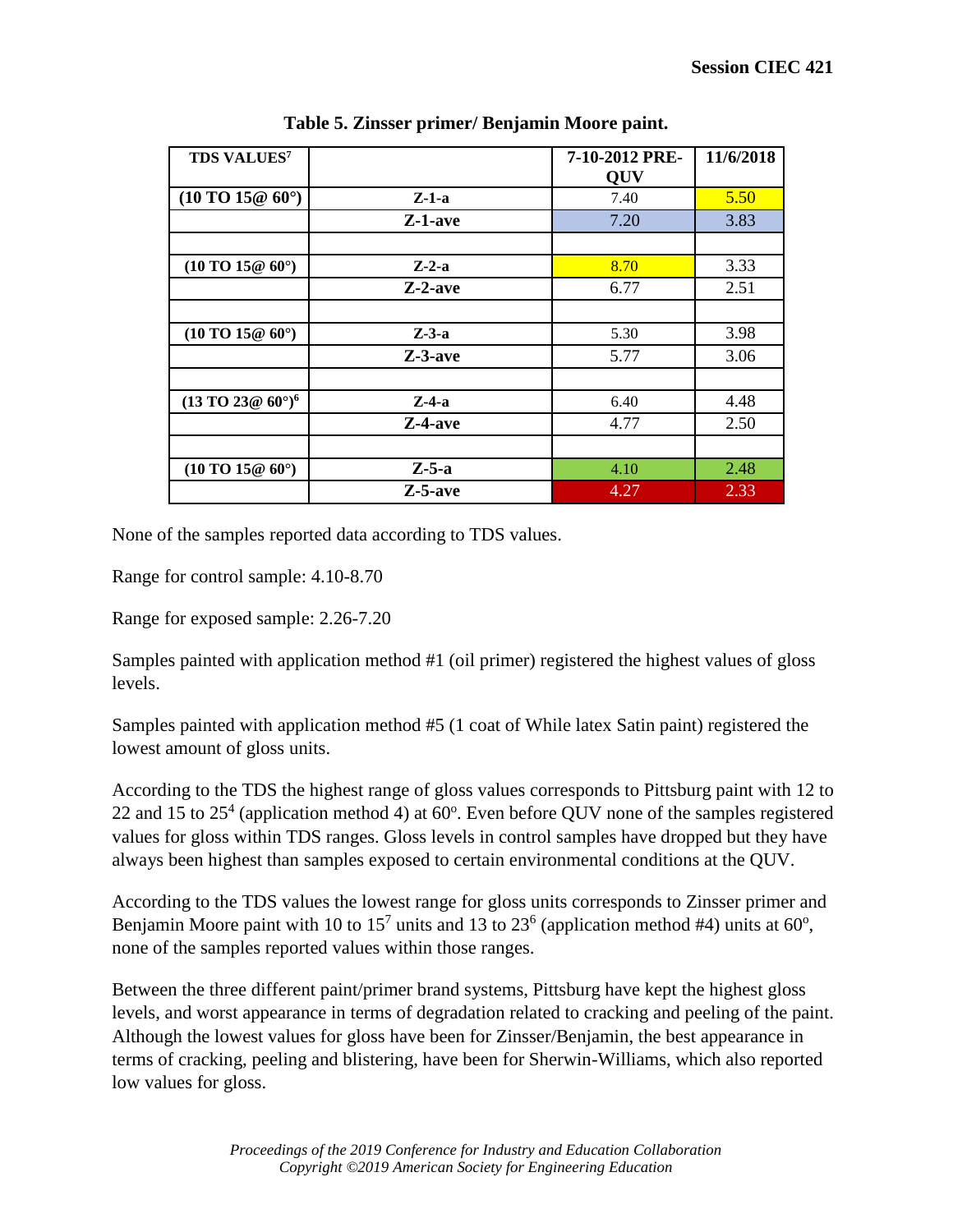**Table 5. Zinsser primer/ Benjamin Moore paint.**

| TDS VALUES[7] | | 7-10-2012 PRE-QUV | 11/6/2018 |
|---|---|---|---|
| (10 TO 15@ 60°) | Z-1-a | 7.40 | 5.50 |
| | Z-1-ave | 7.20 | 3.83 |
| | | | |
| (10 TO 15@ 60°) | Z-2-a | 8.70 | 3.33 |
| | Z-2-ave | 6.77 | 2.51 |
| | | | |
| (10 TO 15@ 60°) | Z-3-a | 5.30 | 3.98 |
| | Z-3-ave | 5.77 | 3.06 |
| | | | |
| (13 TO 23@ 60°)[6] | Z-4-a | 6.40 | 4.48 |
| | Z-4-ave | 4.77 | 2.50 |
| | | | |
| (10 TO 15@ 60°) | Z-5-a | 4.10 | 2.48 |
| | Z-5-ave | 4.27 | 2.33 |

None of the samples reported data according to TDS values.

Range for control sample: 4.10-8.70

Range for exposed sample: 2.26-7.20

Samples painted with application method #1 (oil primer) registered the highest values of gloss levels.

Samples painted with application method #5 (1 coat of While latex Satin paint) registered the lowest amount of gloss units.

According to the TDS the highest range of gloss values corresponds to Pittsburg paint with 12 to 22 and 15 to 25[4] (application method 4) at 60°. Even before QUV none of the samples registered values for gloss within TDS ranges. Gloss levels in control samples have dropped but they have always been highest than samples exposed to certain environmental conditions at the QUV.

According to the TDS values the lowest range for gloss units corresponds to Zinsser primer and Benjamin Moore paint with 10 to 15[7] units and 13 to 23[6] (application method #4) units at 60°, none of the samples reported values within those ranges.

Between the three different paint/primer brand systems, Pittsburg have kept the highest gloss levels, and worst appearance in terms of degradation related to cracking and peeling of the paint. Although the lowest values for gloss have been for Zinsser/Benjamin, the best appearance in terms of cracking, peeling and blistering, have been for Sherwin-Williams, which also reported low values for gloss.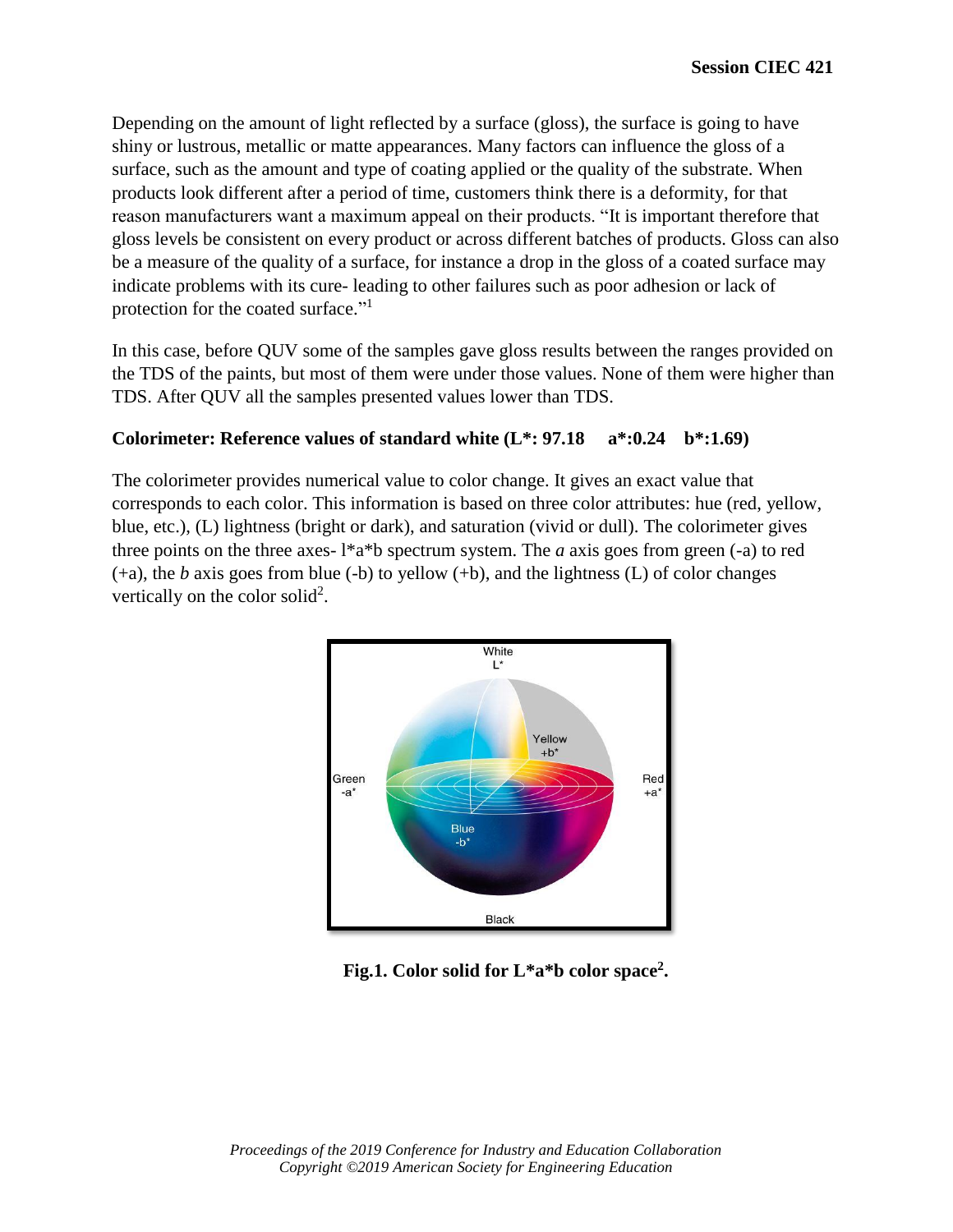Depending on the amount of light reflected by a surface (gloss), the surface is going to have shiny or lustrous, metallic or matte appearances. Many factors can influence the gloss of a surface, such as the amount and type of coating applied or the quality of the substrate. When products look different after a period of time, customers think there is a deformity, for that reason manufacturers want a maximum appeal on their products. "It is important therefore that gloss levels be consistent on every product or across different batches of products. Gloss can also be a measure of the quality of a surface, for instance a drop in the gloss of a coated surface may indicate problems with its cure- leading to other failures such as poor adhesion or lack of protection for the coated surface."[1]

In this case, before QUV some of the samples gave gloss results between the ranges provided on the TDS of the paints, but most of them were under those values. None of them were higher than TDS. After QUV all the samples presented values lower than TDS.

**Colorimeter: Reference values of standard white (L*: 97.18 a*:0.24 b*:1.69)**

The colorimeter provides numerical value to color change. It gives an exact value that corresponds to each color. This information is based on three color attributes: hue (red, yellow, blue, etc.), (L) lightness (bright or dark), and saturation (vivid or dull). The colorimeter gives three points on the three axes- l*a*b spectrum system. The *a* axis goes from green (-a) to red (+a), the *b* axis goes from blue (-b) to yellow (+b), and the lightness (L) of color changes vertically on the color solid[2].

**Fig.1. Color solid for L*a*b color space[2].**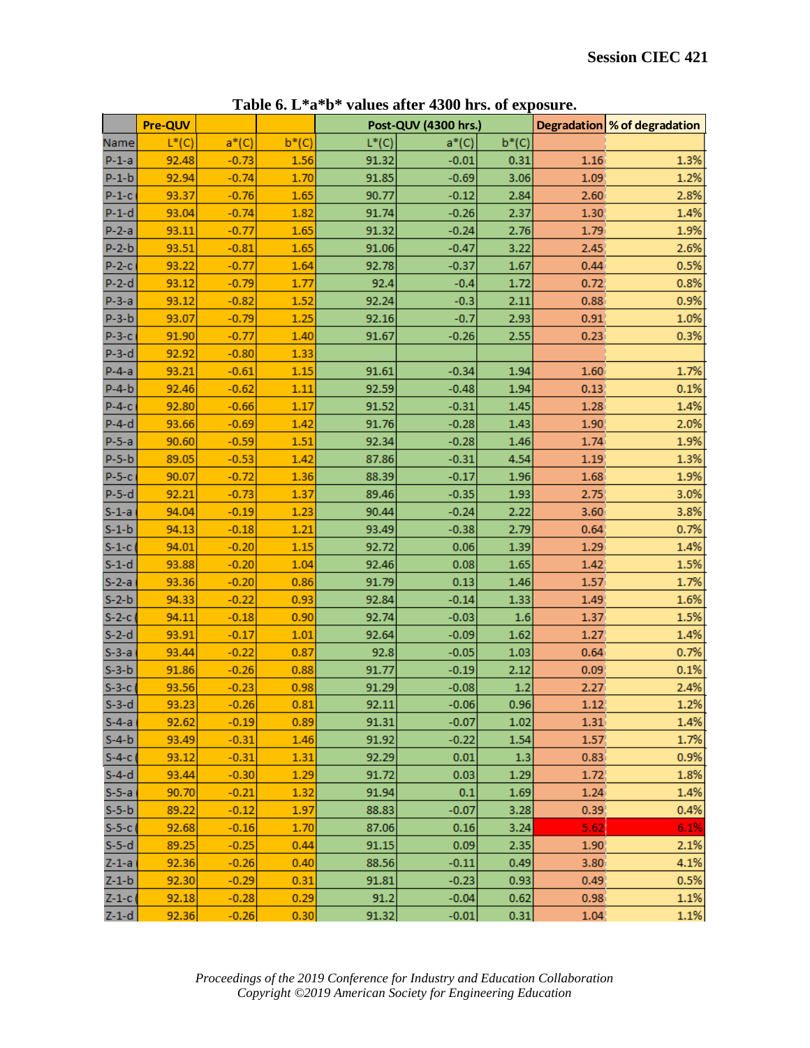**Table 6. L*a*b* values after 4300 hrs. of exposure.**

| | Pre-QUV | | | Post-QUV (4300 hrs.) | | | Degradation | % of degradation |
|---|---|---|---|---|---|---|---|---|
| Name | L*(C) | a*(C) | b*(C) | L*(C) | a*(C) | b*(C) | | |
| P-1-a | 92.48 | -0.73 | 1.56 | 91.32 | -0.01 | 0.31 | 1.16 | 1.3% |
| P-1-b | 92.94 | -0.74 | 1.70 | 91.85 | -0.69 | 3.06 | 1.09 | 1.2% |
| P-1-c | 93.37 | -0.76 | 1.65 | 90.77 | -0.12 | 2.84 | 2.60 | 2.8% |
| P-1-d | 93.04 | -0.74 | 1.82 | 91.74 | -0.26 | 2.37 | 1.30 | 1.4% |
| P-2-a | 93.11 | -0.77 | 1.65 | 91.32 | -0.24 | 2.76 | 1.79 | 1.9% |
| P-2-b | 93.51 | -0.81 | 1.65 | 91.06 | -0.47 | 3.22 | 2.45 | 2.6% |
| P-2-c | 93.22 | -0.77 | 1.64 | 92.78 | -0.37 | 1.67 | 0.44 | 0.5% |
| P-2-d | 93.12 | -0.79 | 1.77 | 92.4 | -0.4 | 1.72 | 0.72 | 0.8% |
| P-3-a | 93.12 | -0.82 | 1.52 | 92.24 | -0.3 | 2.11 | 0.88 | 0.9% |
| P-3-b | 93.07 | -0.79 | 1.25 | 92.16 | -0.7 | 2.93 | 0.91 | 1.0% |
| P-3-c | 91.90 | -0.77 | 1.40 | 91.67 | -0.26 | 2.55 | 0.23 | 0.3% |
| P-3-d | 92.92 | -0.80 | 1.33 | | | | | |
| P-4-a | 93.21 | -0.61 | 1.15 | 91.61 | -0.34 | 1.94 | 1.60 | 1.7% |
| P-4-b | 92.46 | -0.62 | 1.11 | 92.59 | -0.48 | 1.94 | 0.13 | 0.1% |
| P-4-c | 92.80 | -0.66 | 1.17 | 91.52 | -0.31 | 1.45 | 1.28 | 1.4% |
| P-4-d | 93.66 | -0.69 | 1.42 | 91.76 | -0.28 | 1.43 | 1.90 | 2.0% |
| P-5-a | 90.60 | -0.59 | 1.51 | 92.34 | -0.28 | 1.46 | 1.74 | 1.9% |
| P-5-b | 89.05 | -0.53 | 1.42 | 87.86 | -0.31 | 4.54 | 1.19 | 1.3% |
| P-5-c | 90.07 | -0.72 | 1.36 | 88.39 | -0.17 | 1.96 | 1.68 | 1.9% |
| P-5-d | 92.21 | -0.73 | 1.37 | 89.46 | -0.35 | 1.93 | 2.75 | 3.0% |
| S-1-a | 94.04 | -0.19 | 1.23 | 90.44 | -0.24 | 2.22 | 3.60 | 3.8% |
| S-1-b | 94.13 | -0.18 | 1.21 | 93.49 | -0.38 | 2.79 | 0.64 | 0.7% |
| S-1-c | 94.01 | -0.20 | 1.15 | 92.72 | 0.06 | 1.39 | 1.29 | 1.4% |
| S-1-d | 93.88 | -0.20 | 1.04 | 92.46 | 0.08 | 1.65 | 1.42 | 1.5% |
| S-2-a | 93.36 | -0.20 | 0.86 | 91.79 | 0.13 | 1.46 | 1.57 | 1.7% |
| S-2-b | 94.33 | -0.22 | 0.93 | 92.84 | -0.14 | 1.33 | 1.49 | 1.6% |
| S-2-c | 94.11 | -0.18 | 0.90 | 92.74 | -0.03 | 1.6 | 1.37 | 1.5% |
| S-2-d | 93.91 | -0.17 | 1.01 | 92.64 | -0.09 | 1.62 | 1.27 | 1.4% |
| S-3-a | 93.44 | -0.22 | 0.87 | 92.8 | -0.05 | 1.03 | 0.64 | 0.7% |
| S-3-b | 91.86 | -0.26 | 0.88 | 91.77 | -0.19 | 2.12 | 0.09 | 0.1% |
| S-3-c | 93.56 | -0.23 | 0.98 | 91.29 | -0.08 | 1.2 | 2.27 | 2.4% |
| S-3-d | 93.23 | -0.26 | 0.81 | 92.11 | -0.06 | 0.96 | 1.12 | 1.2% |
| S-4-a | 92.62 | -0.19 | 0.89 | 91.31 | -0.07 | 1.02 | 1.31 | 1.4% |
| S-4-b | 93.49 | -0.31 | 1.46 | 91.92 | -0.22 | 1.54 | 1.57 | 1.7% |
| S-4-c | 93.12 | -0.31 | 1.31 | 92.29 | 0.01 | 1.3 | 0.83 | 0.9% |
| S-4-d | 93.44 | -0.30 | 1.29 | 91.72 | 0.03 | 1.29 | 1.72 | 1.8% |
| S-5-a | 90.70 | -0.21 | 1.32 | 91.94 | 0.1 | 1.69 | 1.24 | 1.4% |
| S-5-b | 89.22 | -0.12 | 1.97 | 88.83 | -0.07 | 3.28 | 0.39 | 0.4% |
| S-5-c | 92.68 | -0.16 | 1.70 | 87.06 | 0.16 | 3.24 | 5.62 | 6.1% |
| S-5-d | 89.25 | -0.25 | 0.44 | 91.15 | 0.09 | 2.35 | 1.90 | 2.1% |
| Z-1-a | 92.36 | -0.26 | 0.40 | 88.56 | -0.11 | 0.49 | 3.80 | 4.1% |
| Z-1-b | 92.30 | -0.29 | 0.31 | 91.81 | -0.23 | 0.93 | 0.49 | 0.5% |
| Z-1-c | 92.18 | -0.28 | 0.29 | 91.2 | -0.04 | 0.62 | 0.98 | 1.1% |
| Z-1-d | 92.36 | -0.26 | 0.30 | 91.32 | -0.01 | 0.31 | 1.04 | 1.1% |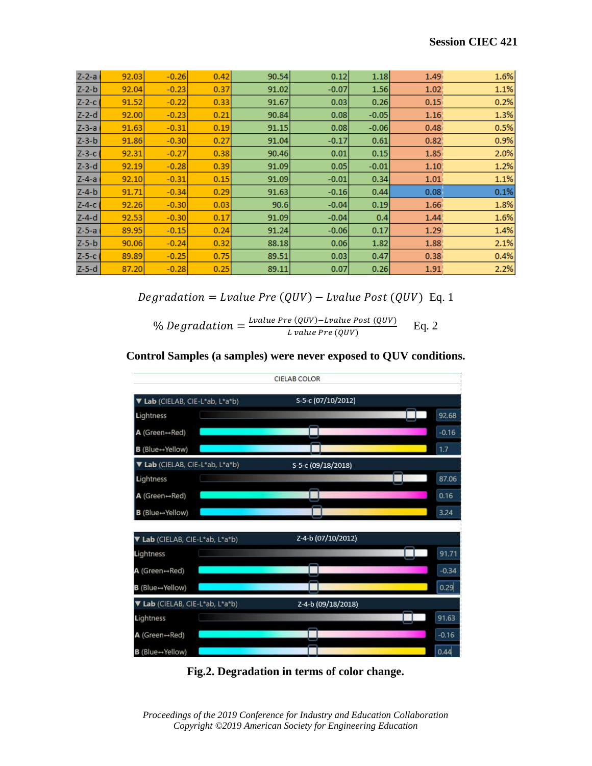Session CIEC 421

| | | | | | | | | |
|---|---|---|---|---|---|---|---|---|
| Z-2-a | 92.03 | -0.26 | 0.42 | 90.54 | 0.12 | 1.18 | 1.49 | 1.6% |
| Z-2-b | 92.04 | -0.23 | 0.37 | 91.02 | -0.07 | 1.56 | 1.02 | 1.1% |
| Z-2-c | 91.52 | -0.22 | 0.33 | 91.67 | 0.03 | 0.26 | 0.15 | 0.2% |
| Z-2-d | 92.00 | -0.23 | 0.21 | 90.84 | 0.08 | -0.05 | 1.16 | 1.3% |
| Z-3-a | 91.63 | -0.31 | 0.19 | 91.15 | 0.08 | -0.06 | 0.48 | 0.5% |
| Z-3-b | 91.86 | -0.30 | 0.27 | 91.04 | -0.17 | 0.61 | 0.82 | 0.9% |
| Z-3-c | 92.31 | -0.27 | 0.38 | 90.46 | 0.01 | 0.15 | 1.85 | 2.0% |
| Z-3-d | 92.19 | -0.28 | 0.39 | 91.09 | 0.05 | -0.01 | 1.10 | 1.2% |
| Z-4-a | 92.10 | -0.31 | 0.15 | 91.09 | -0.01 | 0.34 | 1.01 | 1.1% |
| Z-4-b | 91.71 | -0.34 | 0.29 | 91.63 | -0.16 | 0.44 | 0.08 | 0.1% |
| Z-4-c | 92.26 | -0.30 | 0.03 | 90.6 | -0.04 | 0.19 | 1.66 | 1.8% |
| Z-4-d | 92.53 | -0.30 | 0.17 | 91.09 | -0.04 | 0.4 | 1.44 | 1.6% |
| Z-5-a | 89.95 | -0.15 | 0.24 | 91.24 | -0.06 | 0.17 | 1.29 | 1.4% |
| Z-5-b | 90.06 | -0.24 | 0.32 | 88.18 | 0.06 | 1.82 | 1.88 | 2.1% |
| Z-5-c | 89.89 | -0.25 | 0.75 | 89.51 | 0.03 | 0.47 | 0.38 | 0.4% |
| Z-5-d | 87.20 | -0.28 | 0.25 | 89.11 | 0.07 | 0.26 | 1.91 | 2.2% |

$$Degradation = Lvalue\ Pre\ (QUV) - Lvalue\ Post\ (QUV) \quad \text{Eq. 1}$$

$$\%\ Degradation = \frac{Lvalue\ Pre\ (QUV) - Lvalue\ Post\ (QUV)}{L\ value\ Pre\ (QUV)} \quad \text{Eq. 2}$$

**Control Samples (a samples) were never exposed to QUV conditions.**

CIELAB COLOR

| Lab (CIELAB, CIE-L*ab, L*a*b) | S-5-c (07/10/2012) | S-5-c (09/18/2018) | Z-4-b (07/10/2012) | Z-4-b (09/18/2018) |
|---|---|---|---|---|
| Lightness | 92.68 | 87.06 | 91.71 | 91.63 |
| A (Green↔Red) | -0.16 | 0.16 | -0.34 | -0.16 |
| B (Blue↔Yellow) | 1.7 | 3.24 | 0.29 | 0.44 |

**Fig.2. Degradation in terms of color change.**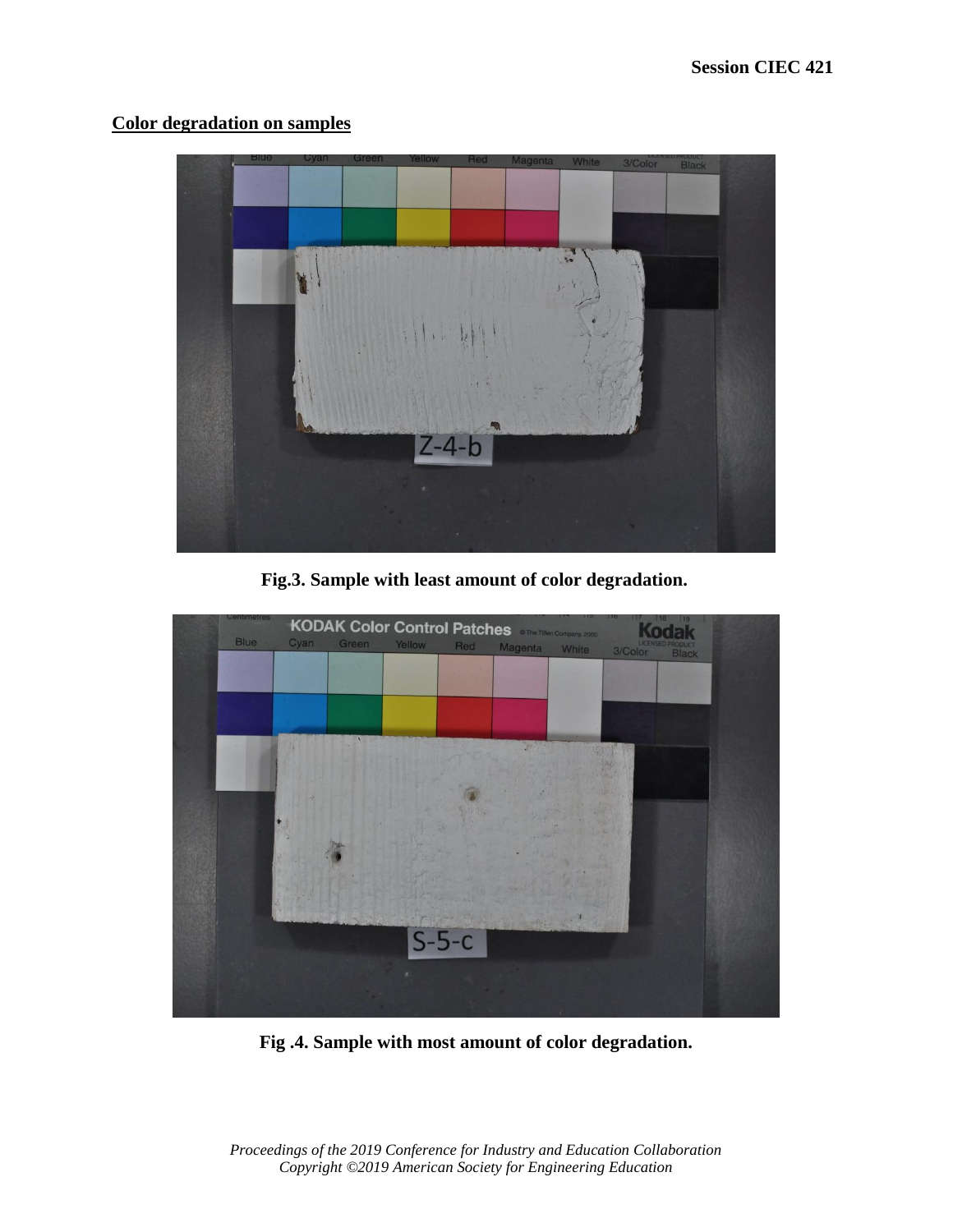**Color degradation on samples**

**Fig.3. Sample with least amount of color degradation.**

**Fig .4. Sample with most amount of color degradation.**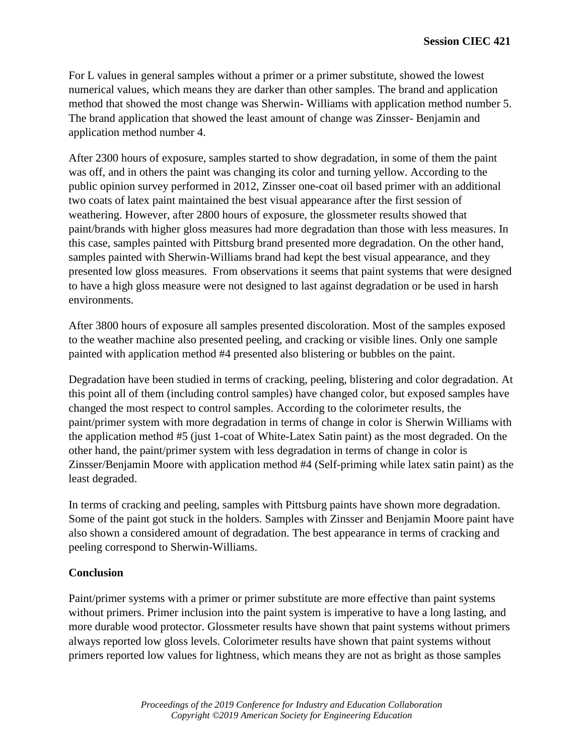For L values in general samples without a primer or a primer substitute, showed the lowest numerical values, which means they are darker than other samples. The brand and application method that showed the most change was Sherwin- Williams with application method number 5. The brand application that showed the least amount of change was Zinsser- Benjamin and application method number 4.

After 2300 hours of exposure, samples started to show degradation, in some of them the paint was off, and in others the paint was changing its color and turning yellow. According to the public opinion survey performed in 2012, Zinsser one-coat oil based primer with an additional two coats of latex paint maintained the best visual appearance after the first session of weathering. However, after 2800 hours of exposure, the glossmeter results showed that paint/brands with higher gloss measures had more degradation than those with less measures. In this case, samples painted with Pittsburg brand presented more degradation. On the other hand, samples painted with Sherwin-Williams brand had kept the best visual appearance, and they presented low gloss measures. From observations it seems that paint systems that were designed to have a high gloss measure were not designed to last against degradation or be used in harsh environments.

After 3800 hours of exposure all samples presented discoloration. Most of the samples exposed to the weather machine also presented peeling, and cracking or visible lines. Only one sample painted with application method #4 presented also blistering or bubbles on the paint.

Degradation have been studied in terms of cracking, peeling, blistering and color degradation. At this point all of them (including control samples) have changed color, but exposed samples have changed the most respect to control samples. According to the colorimeter results, the paint/primer system with more degradation in terms of change in color is Sherwin Williams with the application method #5 (just 1-coat of White-Latex Satin paint) as the most degraded. On the other hand, the paint/primer system with less degradation in terms of change in color is Zinsser/Benjamin Moore with application method #4 (Self-priming while latex satin paint) as the least degraded.

In terms of cracking and peeling, samples with Pittsburg paints have shown more degradation. Some of the paint got stuck in the holders. Samples with Zinsser and Benjamin Moore paint have also shown a considered amount of degradation. The best appearance in terms of cracking and peeling correspond to Sherwin-Williams.

**Conclusion**

Paint/primer systems with a primer or primer substitute are more effective than paint systems without primers. Primer inclusion into the paint system is imperative to have a long lasting, and more durable wood protector. Glossmeter results have shown that paint systems without primers always reported low gloss levels. Colorimeter results have shown that paint systems without primers reported low values for lightness, which means they are not as bright as those samples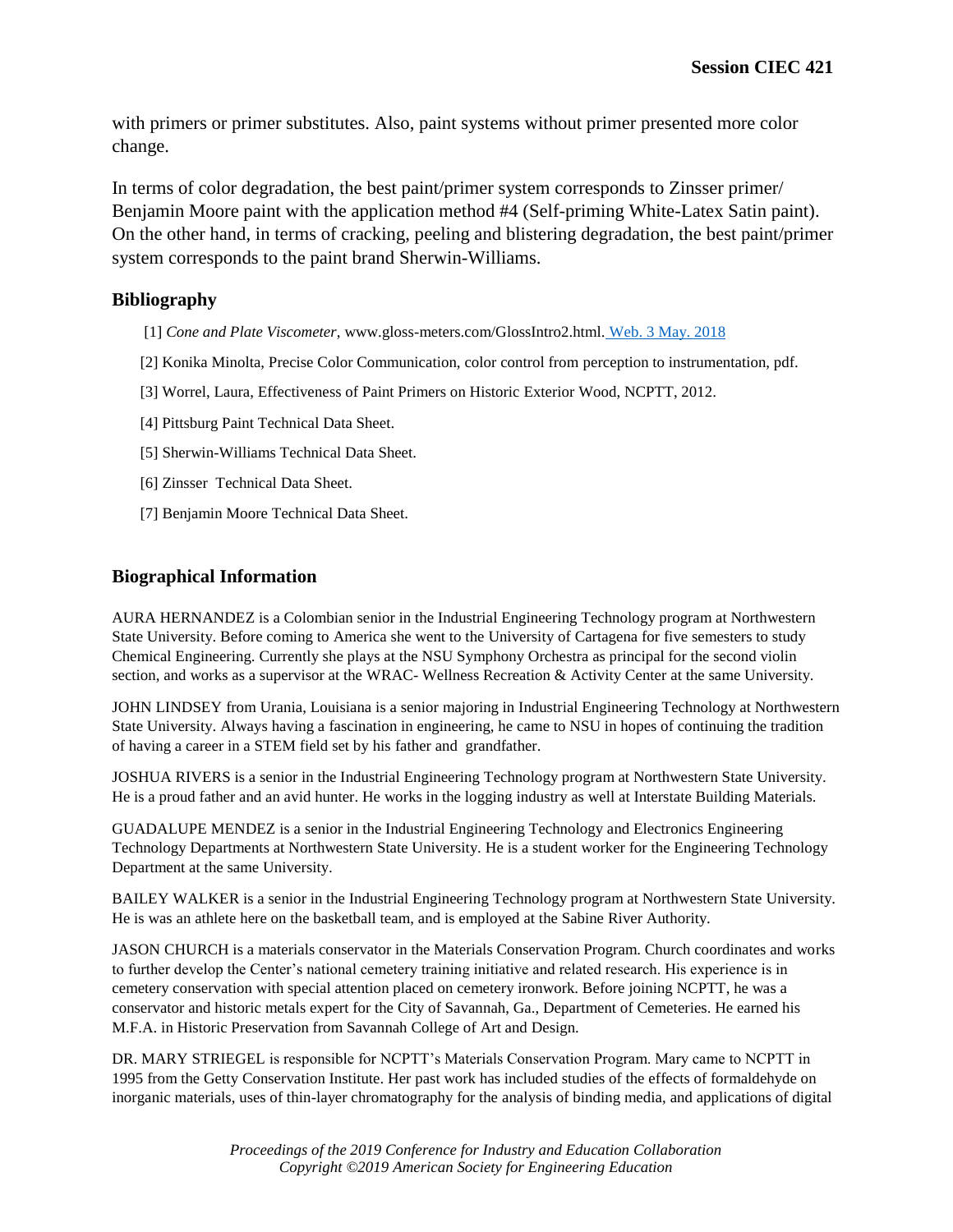with primers or primer substitutes. Also, paint systems without primer presented more color change.

In terms of color degradation, the best paint/primer system corresponds to Zinsser primer/ Benjamin Moore paint with the application method #4 (Self-priming White-Latex Satin paint). On the other hand, in terms of cracking, peeling and blistering degradation, the best paint/primer system corresponds to the paint brand Sherwin-Williams.

## Bibliography

[1] *Cone and Plate Viscometer*, www.gloss-meters.com/GlossIntro2.html. Web. 3 May. 2018

[2] Konika Minolta, Precise Color Communication, color control from perception to instrumentation, pdf.

[3] Worrel, Laura, Effectiveness of Paint Primers on Historic Exterior Wood, NCPTT, 2012.

[4] Pittsburg Paint Technical Data Sheet.

[5] Sherwin-Williams Technical Data Sheet.

[6] Zinsser Technical Data Sheet.

[7] Benjamin Moore Technical Data Sheet.

## Biographical Information

AURA HERNANDEZ is a Colombian senior in the Industrial Engineering Technology program at Northwestern State University. Before coming to America she went to the University of Cartagena for five semesters to study Chemical Engineering. Currently she plays at the NSU Symphony Orchestra as principal for the second violin section, and works as a supervisor at the WRAC- Wellness Recreation & Activity Center at the same University.

JOHN LINDSEY from Urania, Louisiana is a senior majoring in Industrial Engineering Technology at Northwestern State University. Always having a fascination in engineering, he came to NSU in hopes of continuing the tradition of having a career in a STEM field set by his father and grandfather.

JOSHUA RIVERS is a senior in the Industrial Engineering Technology program at Northwestern State University. He is a proud father and an avid hunter. He works in the logging industry as well at Interstate Building Materials.

GUADALUPE MENDEZ is a senior in the Industrial Engineering Technology and Electronics Engineering Technology Departments at Northwestern State University. He is a student worker for the Engineering Technology Department at the same University.

BAILEY WALKER is a senior in the Industrial Engineering Technology program at Northwestern State University. He is was an athlete here on the basketball team, and is employed at the Sabine River Authority.

JASON CHURCH is a materials conservator in the Materials Conservation Program. Church coordinates and works to further develop the Center's national cemetery training initiative and related research. His experience is in cemetery conservation with special attention placed on cemetery ironwork. Before joining NCPTT, he was a conservator and historic metals expert for the City of Savannah, Ga., Department of Cemeteries. He earned his M.F.A. in Historic Preservation from Savannah College of Art and Design.

DR. MARY STRIEGEL is responsible for NCPTT's Materials Conservation Program. Mary came to NCPTT in 1995 from the Getty Conservation Institute. Her past work has included studies of the effects of formaldehyde on inorganic materials, uses of thin-layer chromatography for the analysis of binding media, and applications of digital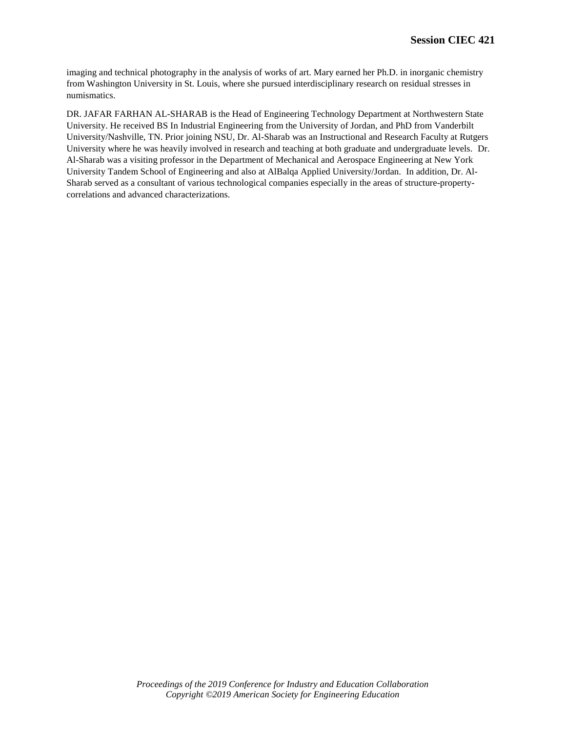imaging and technical photography in the analysis of works of art. Mary earned her Ph.D. in inorganic chemistry from Washington University in St. Louis, where she pursued interdisciplinary research on residual stresses in numismatics.

DR. JAFAR FARHAN AL-SHARAB is the Head of Engineering Technology Department at Northwestern State University. He received BS In Industrial Engineering from the University of Jordan, and PhD from Vanderbilt University/Nashville, TN. Prior joining NSU, Dr. Al-Sharab was an Instructional and Research Faculty at Rutgers University where he was heavily involved in research and teaching at both graduate and undergraduate levels. Dr. Al-Sharab was a visiting professor in the Department of Mechanical and Aerospace Engineering at New York University Tandem School of Engineering and also at AlBalqa Applied University/Jordan. In addition, Dr. Al-Sharab served as a consultant of various technological companies especially in the areas of structure-property-correlations and advanced characterizations.